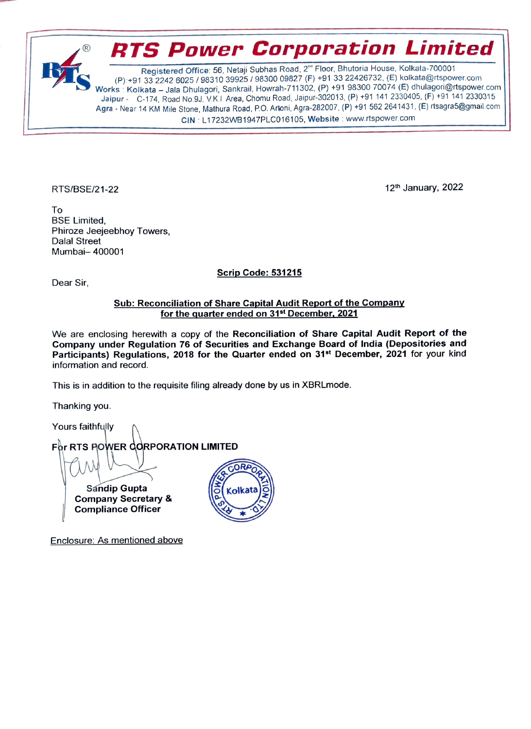# RTS Power Corporation Limited

Registered Office: 56, Netaji Subhas Road, 2nd Floor, Bhutoria House, Kolkata-700001
(P):+91 33 2242 6025 / 98310 39925 / 98300 09827 (F) +91 33 22426732, (E) kolkata@rtspower.com
Works : Kolkata – Jala Dhulagori, Sankrail, Howrah-711302, (P) +91 98300 70074 (E) dhulagori@rtspower.com
Jaipur - C-174, Road No.9J, V.K.I. Area, Chomu Road, Jaipur-302013, (P) +91 141 2330405, (F) +91 141 2330315
Agra - Near 14 KM Mile Stone, Mathura Road, P.O. Artoni, Agra-282007, (P) +91 562 2641431, (E) rtsagra5@gmail.com
CIN : L17232WB1947PLC016105, Website : www.rtspower.com

RTS/BSE/21-22

12th January, 2022

To
BSE Limited,
Phiroze Jeejeebhoy Towers,
Dalal Street
Mumbai– 400001

**Scrip Code: 531215**

Dear Sir,

**Sub: Reconciliation of Share Capital Audit Report of the Company for the quarter ended on 31st December, 2021**

We are enclosing herewith a copy of the **Reconciliation of Share Capital Audit Report of the Company under Regulation 76 of Securities and Exchange Board of India (Depositories and Participants) Regulations, 2018 for the Quarter ended on 31st December, 2021** for your kind information and record.

This is in addition to the requisite filing already done by us in XBRLmode.

Thanking you.

Yours faithfully

**For RTS POWER CORPORATION LIMITED**

**Sandip Gupta**
**Company Secretary &**
**Compliance Officer**

Enclosure: As mentioned above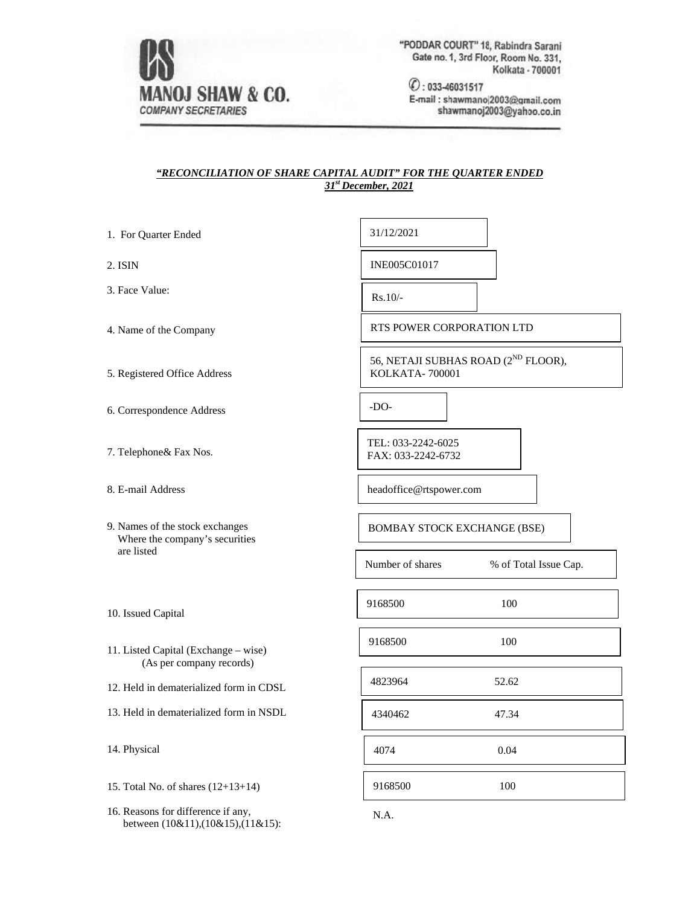**MANOJ SHAW & CO.**
*COMPANY SECRETARIES*

"PODDAR COURT" 18, Rabindra Sarani
Gate no. 1, 3rd Floor, Room No. 331,
Kolkata - 700001
✆ : 033-46031517
E-mail : shawmanoj2003@gmail.com
shawmanoj2003@yahoo.co.in

## *"RECONCILIATION OF SHARE CAPITAL AUDIT" FOR THE QUARTER ENDED 31st December, 2021*

| | | |
|---|---|---|
| 1. For Quarter Ended | 31/12/2021 | |
| 2. ISIN | INE005C01017 | |
| 3. Face Value: | Rs.10/- | |
| 4. Name of the Company | RTS POWER CORPORATION LTD | |
| 5. Registered Office Address | 56, NETAJI SUBHAS ROAD (2ND FLOOR), KOLKATA- 700001 | |
| 6. Correspondence Address | -DO- | |
| 7. Telephone& Fax Nos. | TEL: 033-2242-6025<br>FAX: 033-2242-6732 | |
| 8. E-mail Address | headoffice@rtspower.com | |
| 9. Names of the stock exchanges Where the company's securities are listed | BOMBAY STOCK EXCHANGE (BSE) | |
| | Number of shares | % of Total Issue Cap. |
| 10. Issued Capital | 9168500 | 100 |
| 11. Listed Capital (Exchange – wise) (As per company records) | 9168500 | 100 |
| 12. Held in dematerialized form in CDSL | 4823964 | 52.62 |
| 13. Held in dematerialized form in NSDL | 4340462 | 47.34 |
| 14. Physical | 4074 | 0.04 |
| 15. Total No. of shares (12+13+14) | 9168500 | 100 |
| 16. Reasons for difference if any, between (10&11),(10&15),(11&15): | N.A. | |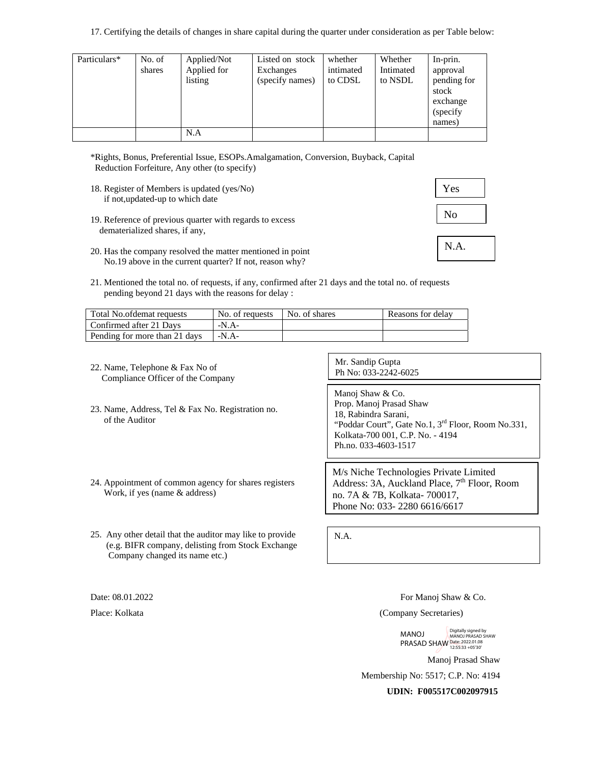17. Certifying the details of changes in share capital during the quarter under consideration as per Table below:

| Particulars* | No. of shares | Applied/Not Applied for listing | Listed on stock Exchanges (specify names) | whether intimated to CDSL | Whether Intimated to NSDL | In-prin. approval pending for stock exchange (specify names) |
|---|---|---|---|---|---|---|
| | | N.A | | | | |

*Rights, Bonus, Preferential Issue, ESOPs.Amalgamation, Conversion, Buyback, Capital Reduction Forfeiture, Any other (to specify)

18. Register of Members is updated (yes/No) if not,updated-up to which date — Yes

19. Reference of previous quarter with regards to excess dematerialized shares, if any, — No

20. Has the company resolved the matter mentioned in point No.19 above in the current quarter? If not, reason why? — N.A.

21. Mentioned the total no. of requests, if any, confirmed after 21 days and the total no. of requests pending beyond 21 days with the reasons for delay :

| Total No.ofdemat requests | No. of requests | No. of shares | Reasons for delay |
|---|---|---|---|
| Confirmed after 21 Days | -N.A- | | |
| Pending for more than 21 days | -N.A- | | |

22. Name, Telephone & Fax No of Compliance Officer of the Company

Mr. Sandip Gupta
Ph No: 033-2242-6025

23. Name, Address, Tel & Fax No. Registration no. of the Auditor

Manoj Shaw & Co.
Prop. Manoj Prasad Shaw
18, Rabindra Sarani,
"Poddar Court", Gate No.1, 3rd Floor, Room No.331,
Kolkata-700 001, C.P. No. - 4194
Ph.no. 033-4603-1517

24. Appointment of common agency for shares registers Work, if yes (name & address)

M/s Niche Technologies Private Limited
Address: 3A, Auckland Place, 7th Floor, Room no. 7A & 7B, Kolkata- 700017,
Phone No: 033- 2280 6616/6617

25. Any other detail that the auditor may like to provide (e.g. BIFR company, delisting from Stock Exchange Company changed its name etc.)

N.A.

Date: 08.01.2022

Place: Kolkata

For Manoj Shaw & Co.

(Company Secretaries)

MANOJ PRASAD SHAW
Digitally signed by MANOJ PRASAD SHAW
Date: 2022.01.08 12:55:33 +05'30'

Manoj Prasad Shaw

Membership No: 5517; C.P. No: 4194

**UDIN: F005517C002097915**